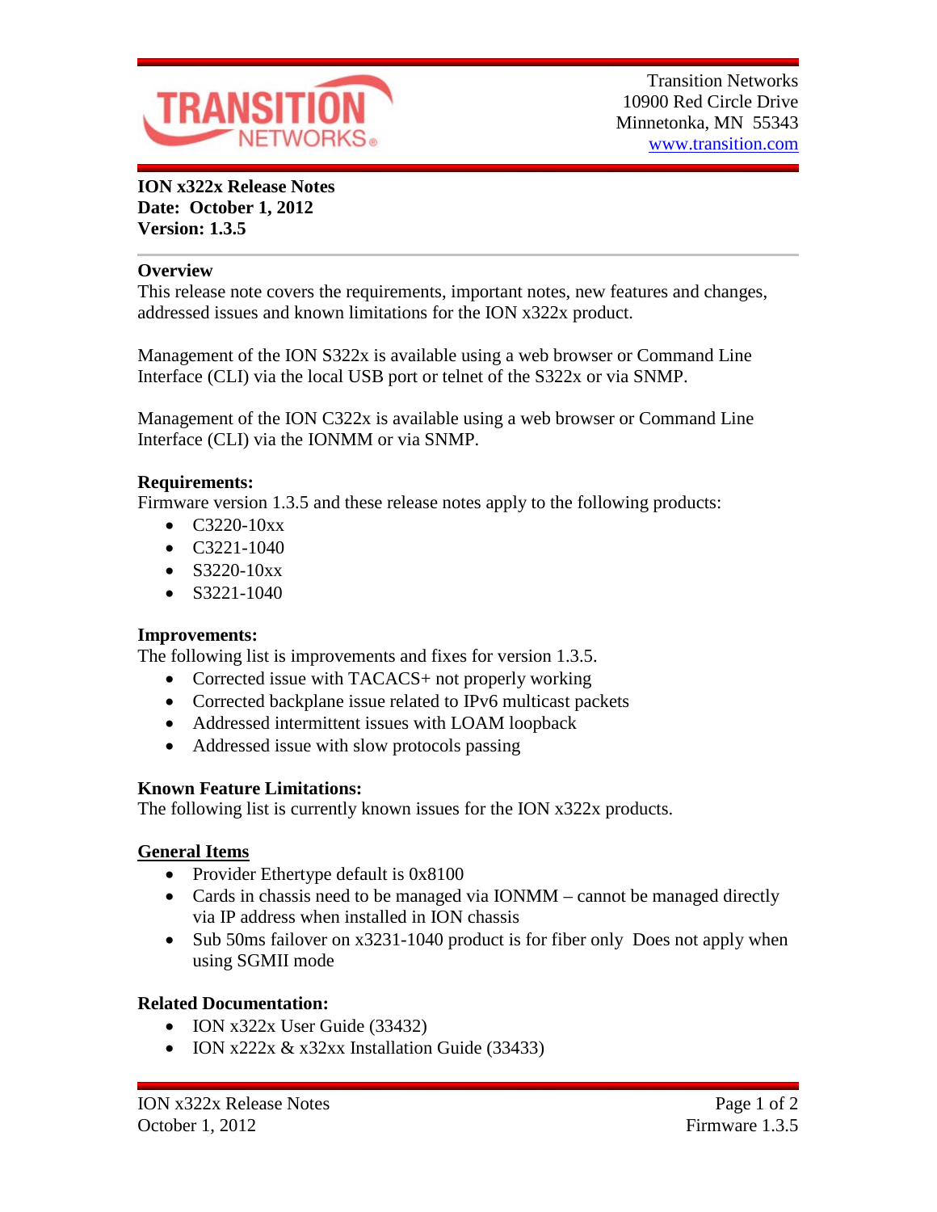Transition Networks
10900 Red Circle Drive
Minnetonka, MN 55343
www.transition.com

**ION x322x Release Notes**
**Date: October 1, 2012**
**Version: 1.3.5**

## Overview

This release note covers the requirements, important notes, new features and changes, addressed issues and known limitations for the ION x322x product.

Management of the ION S322x is available using a web browser or Command Line Interface (CLI) via the local USB port or telnet of the S322x or via SNMP.

Management of the ION C322x is available using a web browser or Command Line Interface (CLI) via the IONMM or via SNMP.

## Requirements:

Firmware version 1.3.5 and these release notes apply to the following products:

- C3220-10xx
- C3221-1040
- S3220-10xx
- S3221-1040

## Improvements:

The following list is improvements and fixes for version 1.3.5.

- Corrected issue with TACACS+ not properly working
- Corrected backplane issue related to IPv6 multicast packets
- Addressed intermittent issues with LOAM loopback
- Addressed issue with slow protocols passing

## Known Feature Limitations:

The following list is currently known issues for the ION x322x products.

### General Items

- Provider Ethertype default is 0x8100
- Cards in chassis need to be managed via IONMM – cannot be managed directly via IP address when installed in ION chassis
- Sub 50ms failover on x3231-1040 product is for fiber only Does not apply when using SGMII mode

## Related Documentation:

- ION x322x User Guide (33432)
- ION x222x & x32xx Installation Guide (33433)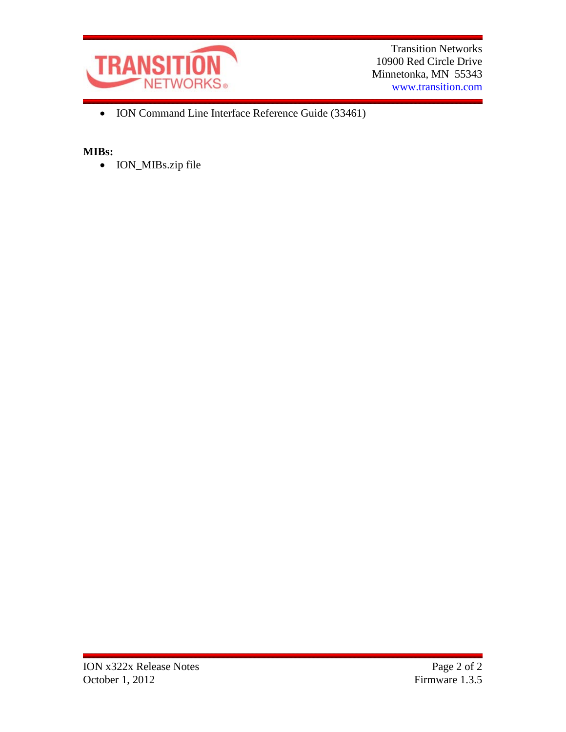- ION Command Line Interface Reference Guide (33461)

**MIBs:**

- ION_MIBs.zip file